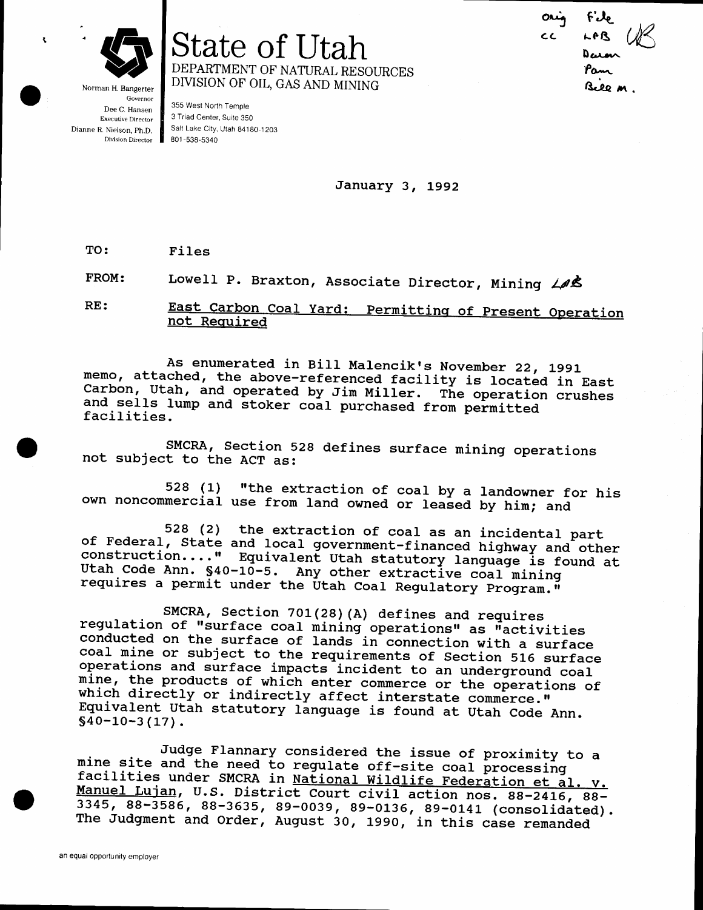# State of Utah

DEPARTMENT OF NATURAL RESOURCES
DIVISION OF OIL, GAS AND MINING

Norman H. Bangerter
Governor
Dee C. Hansen
Executive Director
Dianne R. Nielson, Ph.D.
Division Director

355 West North Temple
3 Triad Center, Suite 350
Salt Lake City, Utah 84180-1203
801-538-5340

orig File
cc LPB
Daron
Pam
Bill M.

January 3, 1992

TO: Files

FROM: Lowell P. Braxton, Associate Director, Mining LPB

RE: East Carbon Coal Yard: Permitting of Present Operation not Required

As enumerated in Bill Malencik's November 22, 1991 memo, attached, the above-referenced facility is located in East Carbon, Utah, and operated by Jim Miller. The operation crushes and sells lump and stoker coal purchased from permitted facilities.

SMCRA, Section 528 defines surface mining operations not subject to the ACT as:

528 (1) "the extraction of coal by a landowner for his own noncommercial use from land owned or leased by him; and

528 (2) the extraction of coal as an incidental part of Federal, State and local government-financed highway and other construction...." Equivalent Utah statutory language is found at Utah Code Ann. §40-10-5. Any other extractive coal mining requires a permit under the Utah Coal Regulatory Program."

SMCRA, Section 701(28)(A) defines and requires regulation of "surface coal mining operations" as "activities conducted on the surface of lands in connection with a surface coal mine or subject to the requirements of Section 516 surface operations and surface impacts incident to an underground coal mine, the products of which enter commerce or the operations of which directly or indirectly affect interstate commerce." Equivalent Utah statutory language is found at Utah Code Ann. §40-10-3(17).

Judge Flannary considered the issue of proximity to a mine site and the need to regulate off-site coal processing facilities under SMCRA in National Wildlife Federation et al. v. Manuel Lujan, U.S. District Court civil action nos. 88-2416, 88-3345, 88-3586, 88-3635, 89-0039, 89-0136, 89-0141 (consolidated). The Judgment and Order, August 30, 1990, in this case remanded

an equal opportunity employer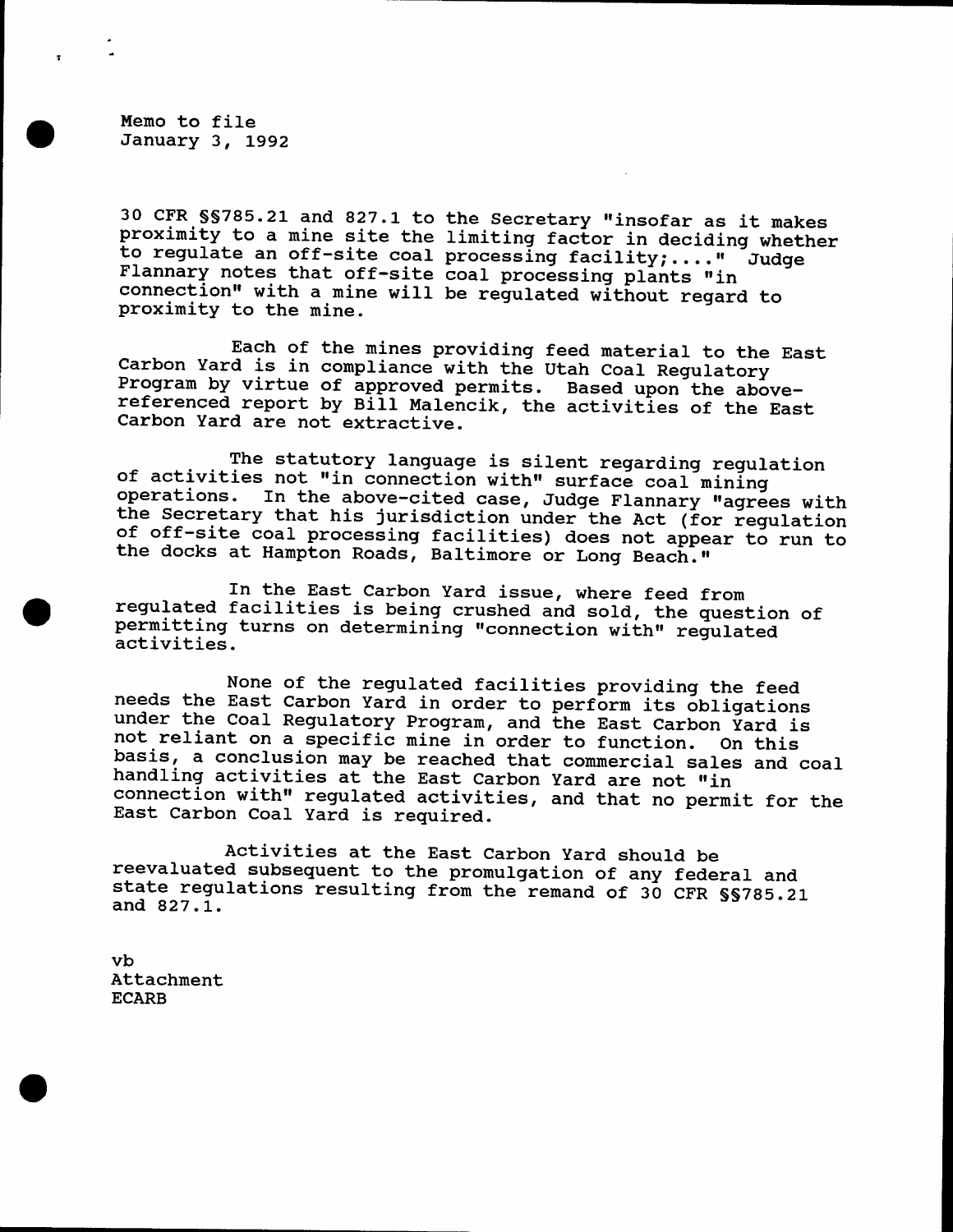Memo to file
January 3, 1992

30 CFR §§785.21 and 827.1 to the Secretary "insofar as it makes proximity to a mine site the limiting factor in deciding whether to regulate an off-site coal processing facility;...." Judge Flannary notes that off-site coal processing plants "in connection" with a mine will be regulated without regard to proximity to the mine.

Each of the mines providing feed material to the East Carbon Yard is in compliance with the Utah Coal Regulatory Program by virtue of approved permits. Based upon the above-referenced report by Bill Malencik, the activities of the East Carbon Yard are not extractive.

The statutory language is silent regarding regulation of activities not "in connection with" surface coal mining operations. In the above-cited case, Judge Flannary "agrees with the Secretary that his jurisdiction under the Act (for regulation of off-site coal processing facilities) does not appear to run to the docks at Hampton Roads, Baltimore or Long Beach."

In the East Carbon Yard issue, where feed from regulated facilities is being crushed and sold, the question of permitting turns on determining "connection with" regulated activities.

None of the regulated facilities providing the feed needs the East Carbon Yard in order to perform its obligations under the Coal Regulatory Program, and the East Carbon Yard is not reliant on a specific mine in order to function. On this basis, a conclusion may be reached that commercial sales and coal handling activities at the East Carbon Yard are not "in connection with" regulated activities, and that no permit for the East Carbon Coal Yard is required.

Activities at the East Carbon Yard should be reevaluated subsequent to the promulgation of any federal and state regulations resulting from the remand of 30 CFR §§785.21 and 827.1.

vb
Attachment
ECARB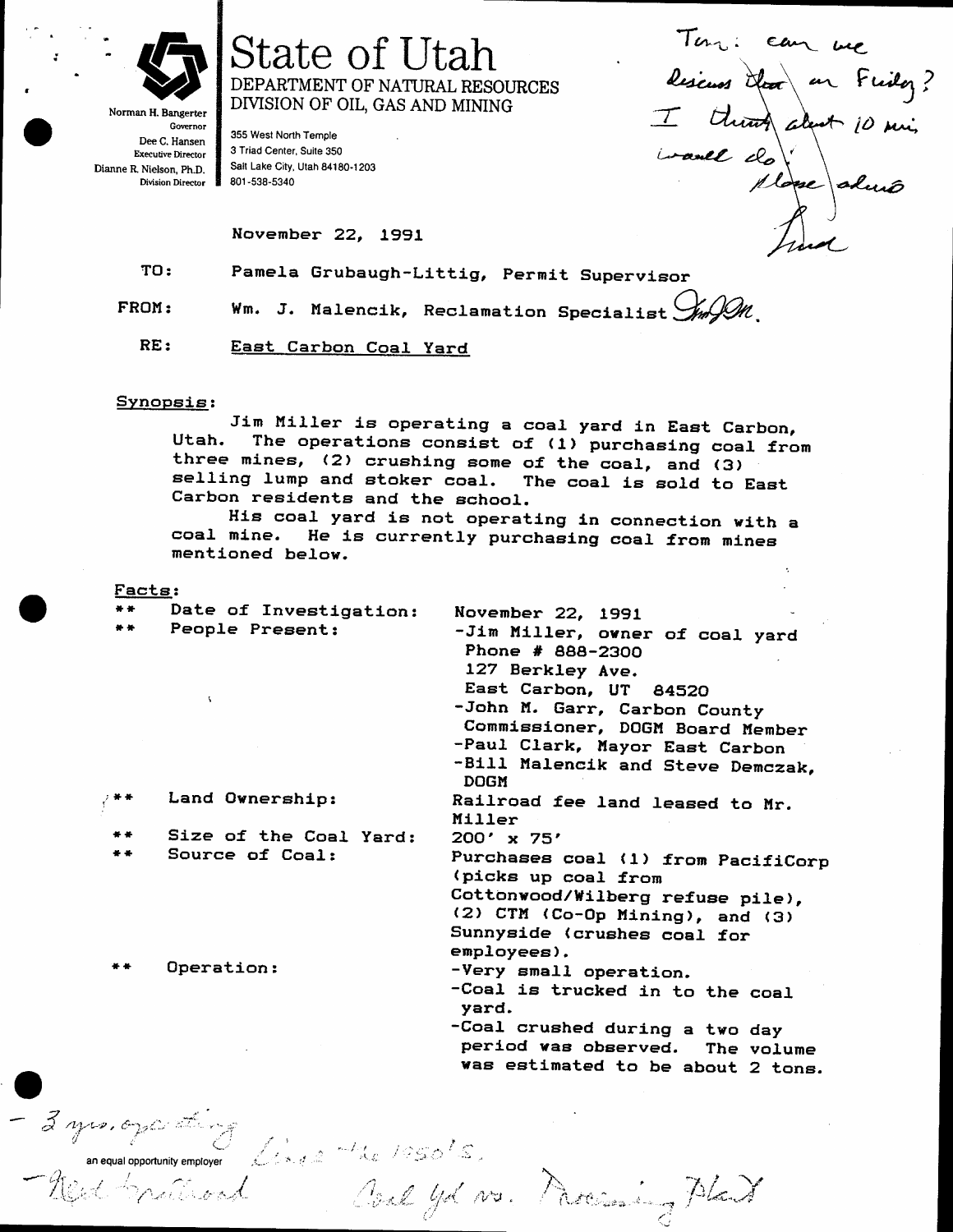# State of Utah

DEPARTMENT OF NATURAL RESOURCES
DIVISION OF OIL, GAS AND MINING

Norman H. Bangerter, Governor
Dee C. Hansen, Executive Director
Dianne R. Nielson, Ph.D., Division Director

355 West North Temple
3 Triad Center, Suite 350
Salt Lake City, Utah 84180-1203
801-538-5340

Tom: can we discuss this on Friday? I think about 10 min would do. Please advise. Fred

November 22, 1991

TO: Pamela Grubaugh-Littig, Permit Supervisor

FROM: Wm. J. Malencik, Reclamation Specialist

RE: East Carbon Coal Yard

Synopsis:

Jim Miller is operating a coal yard in East Carbon, Utah. The operations consist of (1) purchasing coal from three mines, (2) crushing some of the coal, and (3) selling lump and stoker coal. The coal is sold to East Carbon residents and the school.

His coal yard is not operating in connection with a coal mine. He is currently purchasing coal from mines mentioned below.

Facts:

- ** Date of Investigation: November 22, 1991
- ** People Present:
  - -Jim Miller, owner of coal yard
    Phone # 888-2300
    127 Berkley Ave.
    East Carbon, UT 84520
  - -John M. Garr, Carbon County Commissioner, DOGM Board Member
  - -Paul Clark, Mayor East Carbon
  - -Bill Malencik and Steve Demczak, DOGM
- ** Land Ownership: Railroad fee land leased to Mr. Miller
- ** Size of the Coal Yard: 200' x 75'
- ** Source of Coal: Purchases coal (1) from PacifiCorp (picks up coal from Cottonwood/Wilberg refuse pile), (2) CTM (Co-Op Mining), and (3) Sunnyside (crushes coal for employees).
- ** Operation:
  - -Very small operation.
  - -Coal is trucked in to the coal yard.
  - -Coal crushed during a two day period was observed. The volume was estimated to be about 2 tons.

- 3 yrs. operating Since the 1950's.
- Next to railroad Coal yd vs. Processing Plant

an equal opportunity employer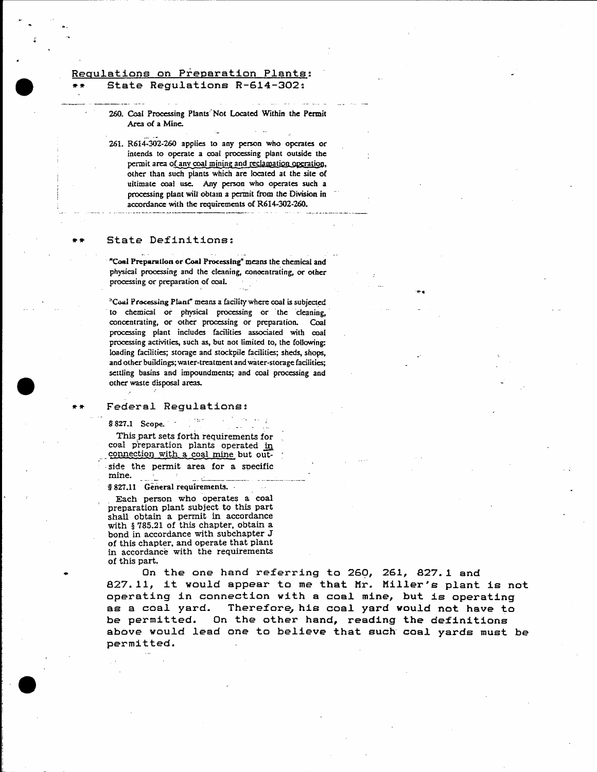## Regulations on Preparation Plants:

\*\* State Regulations R-614-302:

260. Coal Processing Plants Not Located Within the Permit Area of a Mine.

261. R614-302-260 applies to any person who operates or intends to operate a coal processing plant outside the permit area of any coal mining and reclamation operation, other than such plants which are located at the site of ultimate coal use. Any person who operates such a processing plant will obtain a permit from the Division in accordance with the requirements of R614-302-260.

\*\* State Definitions:

"Coal Preparation or Coal Processing" means the chemical and physical processing and the cleaning, concentrating, or other processing or preparation of coal.

"Coal Processing Plant" means a facility where coal is subjected to chemical or physical processing or the cleaning, concentrating, or other processing or preparation. Coal processing plant includes facilities associated with coal processing activities, such as, but not limited to, the following: loading facilities; storage and stockpile facilities; sheds, shops, and other buildings; water-treatment and water-storage facilities; settling basins and impoundments; and coal processing and other waste disposal areas.

\*\* Federal Regulations:

§ 827.1 Scope.

This part sets forth requirements for coal preparation plants operated in connection with a coal mine but outside the permit area for a specific mine.

§ 827.11 General requirements.

Each person who operates a coal preparation plant subject to this part shall obtain a permit in accordance with § 785.21 of this chapter, obtain a bond in accordance with subchapter J of this chapter, and operate that plant in accordance with the requirements of this part.

On the one hand referring to 260, 261, 827.1 and 827.11, it would appear to me that Mr. Miller's plant is not operating in connection with a coal mine, but is operating as a coal yard. Therefore, his coal yard would not have to be permitted. On the other hand, reading the definitions above would lead one to believe that such coal yards must be permitted.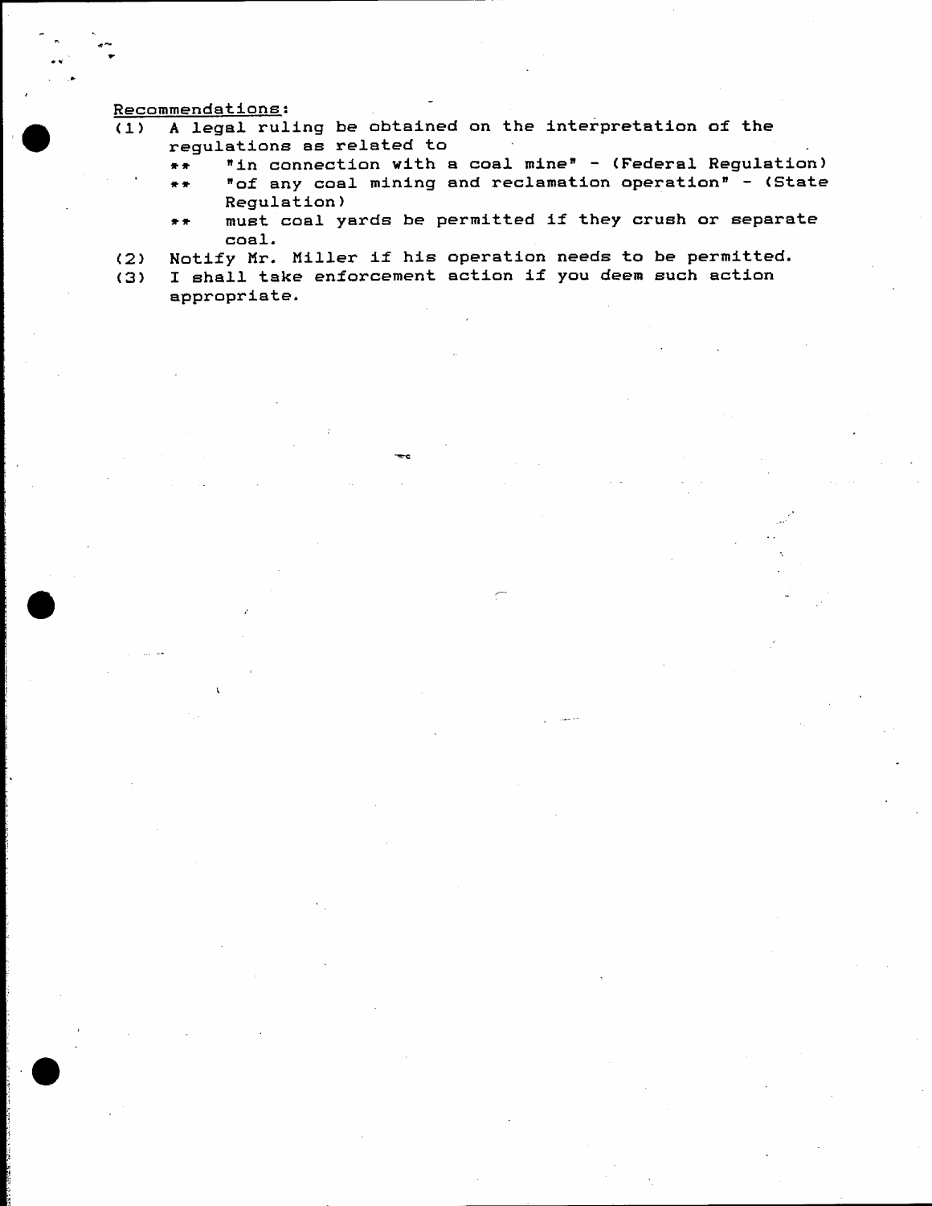Recommendations:

(1) A legal ruling be obtained on the interpretation of the regulations as related to

** "in connection with a coal mine" - (Federal Regulation)

** "of any coal mining and reclamation operation" - (State Regulation)

** must coal yards be permitted if they crush or separate coal.

(2) Notify Mr. Miller if his operation needs to be permitted.

(3) I shall take enforcement action if you deem such action appropriate.